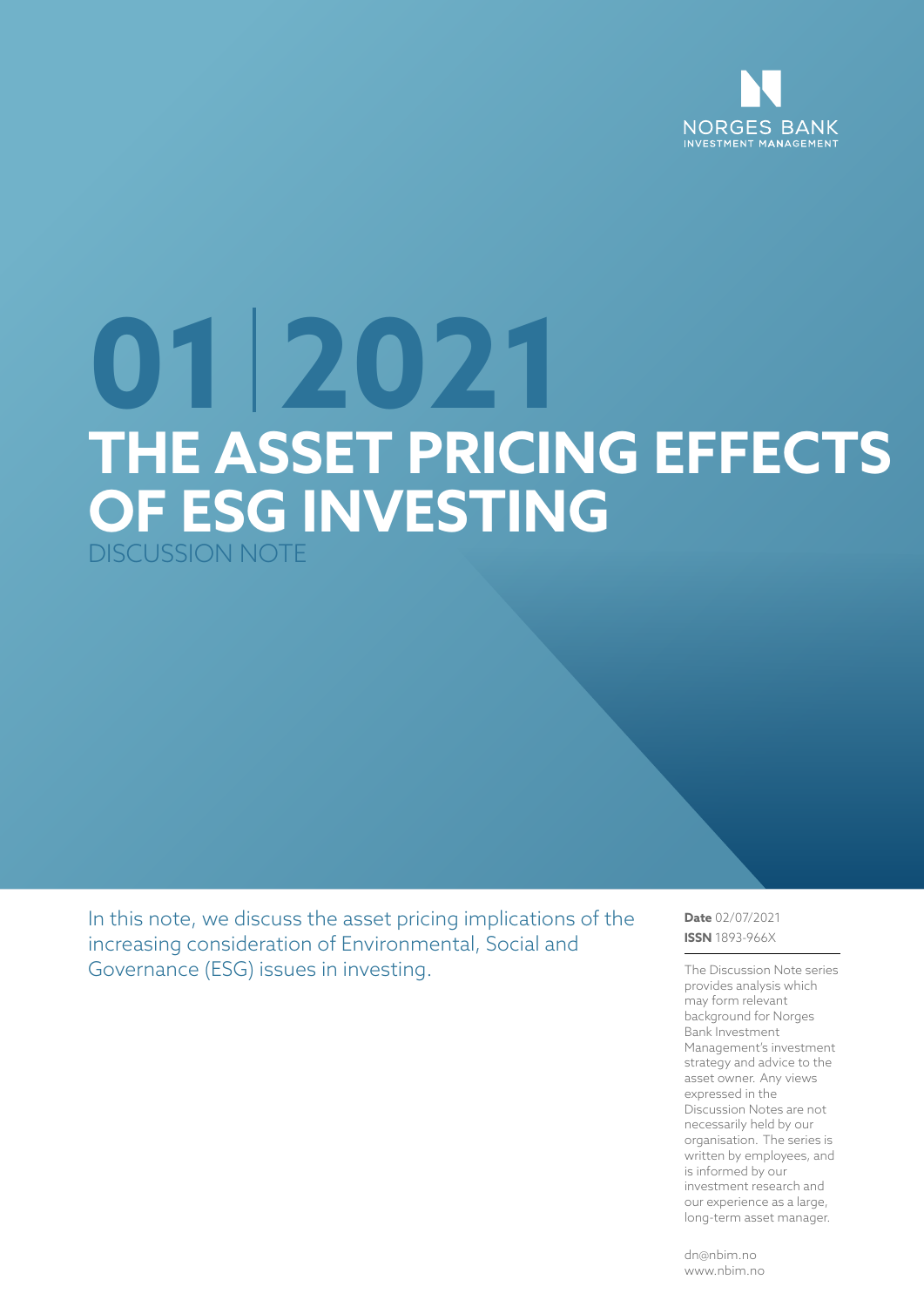NORGES BANK
INVESTMENT MANAGEMENT

# 01 | 2021

# THE ASSET PRICING EFFECTS OF ESG INVESTING

DISCUSSION NOTE

In this note, we discuss the asset pricing implications of the increasing consideration of Environmental, Social and Governance (ESG) issues in investing.

**Date** 02/07/2021
**ISSN** 1893-966X

The Discussion Note series provides analysis which may form relevant background for Norges Bank Investment Management's investment strategy and advice to the asset owner. Any views expressed in the Discussion Notes are not necessarily held by our organisation. The series is written by employees, and is informed by our investment research and our experience as a large, long-term asset manager.

dn@nbim.no
www.nbim.no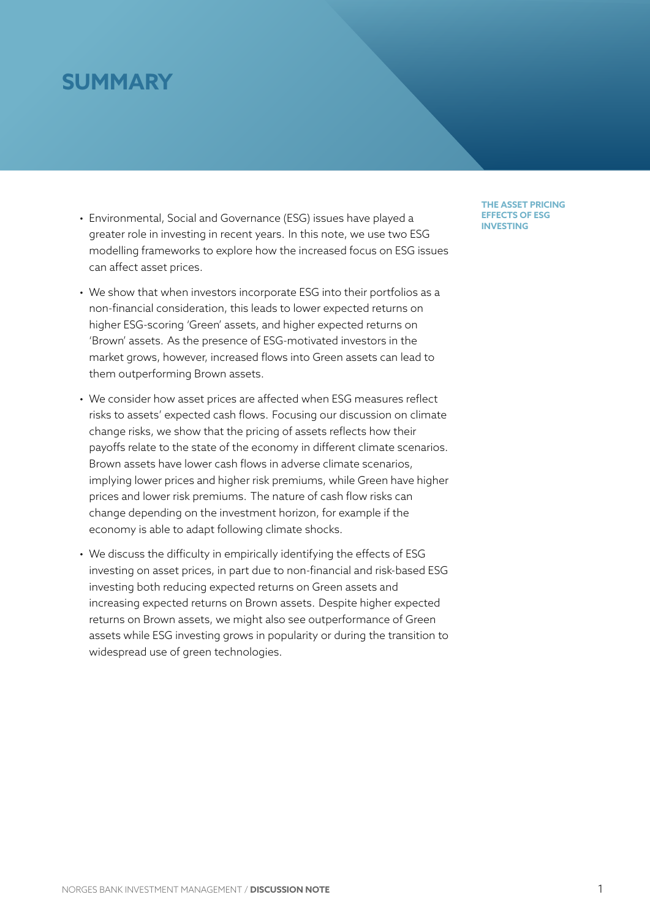# SUMMARY

**THE ASSET PRICING EFFECTS OF ESG INVESTING**

- Environmental, Social and Governance (ESG) issues have played a greater role in investing in recent years. In this note, we use two ESG modelling frameworks to explore how the increased focus on ESG issues can affect asset prices.
- We show that when investors incorporate ESG into their portfolios as a non-financial consideration, this leads to lower expected returns on higher ESG-scoring 'Green' assets, and higher expected returns on 'Brown' assets. As the presence of ESG-motivated investors in the market grows, however, increased flows into Green assets can lead to them outperforming Brown assets.
- We consider how asset prices are affected when ESG measures reflect risks to assets' expected cash flows. Focusing our discussion on climate change risks, we show that the pricing of assets reflects how their payoffs relate to the state of the economy in different climate scenarios. Brown assets have lower cash flows in adverse climate scenarios, implying lower prices and higher risk premiums, while Green have higher prices and lower risk premiums. The nature of cash flow risks can change depending on the investment horizon, for example if the economy is able to adapt following climate shocks.
- We discuss the difficulty in empirically identifying the effects of ESG investing on asset prices, in part due to non-financial and risk-based ESG investing both reducing expected returns on Green assets and increasing expected returns on Brown assets. Despite higher expected returns on Brown assets, we might also see outperformance of Green assets while ESG investing grows in popularity or during the transition to widespread use of green technologies.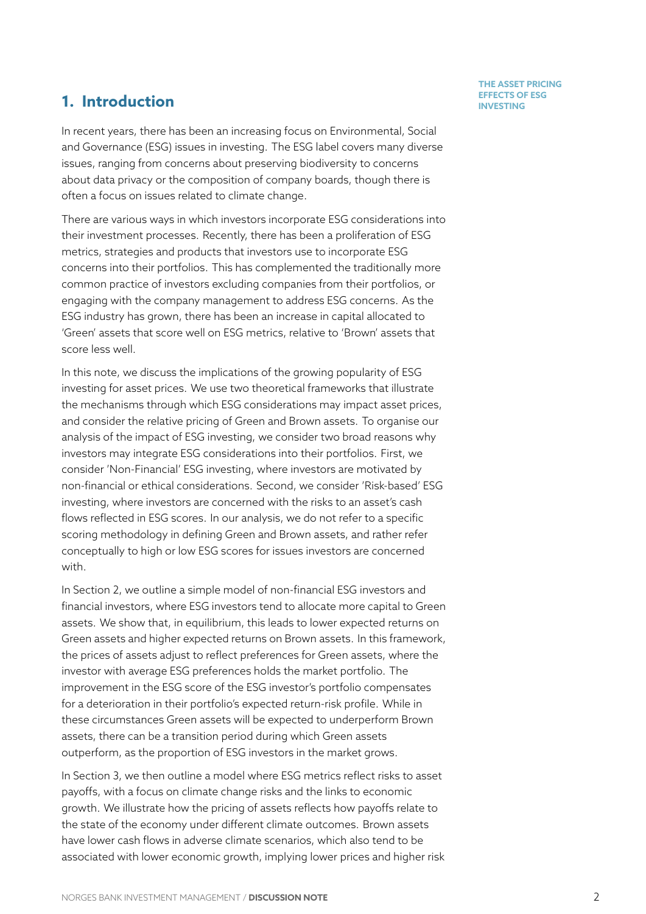## 1. Introduction

In recent years, there has been an increasing focus on Environmental, Social and Governance (ESG) issues in investing. The ESG label covers many diverse issues, ranging from concerns about preserving biodiversity to concerns about data privacy or the composition of company boards, though there is often a focus on issues related to climate change.

There are various ways in which investors incorporate ESG considerations into their investment processes. Recently, there has been a proliferation of ESG metrics, strategies and products that investors use to incorporate ESG concerns into their portfolios. This has complemented the traditionally more common practice of investors excluding companies from their portfolios, or engaging with the company management to address ESG concerns. As the ESG industry has grown, there has been an increase in capital allocated to 'Green' assets that score well on ESG metrics, relative to 'Brown' assets that score less well.

In this note, we discuss the implications of the growing popularity of ESG investing for asset prices. We use two theoretical frameworks that illustrate the mechanisms through which ESG considerations may impact asset prices, and consider the relative pricing of Green and Brown assets. To organise our analysis of the impact of ESG investing, we consider two broad reasons why investors may integrate ESG considerations into their portfolios. First, we consider 'Non-Financial' ESG investing, where investors are motivated by non-financial or ethical considerations. Second, we consider 'Risk-based' ESG investing, where investors are concerned with the risks to an asset's cash flows reflected in ESG scores. In our analysis, we do not refer to a specific scoring methodology in defining Green and Brown assets, and rather refer conceptually to high or low ESG scores for issues investors are concerned with.

In Section 2, we outline a simple model of non-financial ESG investors and financial investors, where ESG investors tend to allocate more capital to Green assets. We show that, in equilibrium, this leads to lower expected returns on Green assets and higher expected returns on Brown assets. In this framework, the prices of assets adjust to reflect preferences for Green assets, where the investor with average ESG preferences holds the market portfolio. The improvement in the ESG score of the ESG investor's portfolio compensates for a deterioration in their portfolio's expected return-risk profile. While in these circumstances Green assets will be expected to underperform Brown assets, there can be a transition period during which Green assets outperform, as the proportion of ESG investors in the market grows.

In Section 3, we then outline a model where ESG metrics reflect risks to asset payoffs, with a focus on climate change risks and the links to economic growth. We illustrate how the pricing of assets reflects how payoffs relate to the state of the economy under different climate outcomes. Brown assets have lower cash flows in adverse climate scenarios, which also tend to be associated with lower economic growth, implying lower prices and higher risk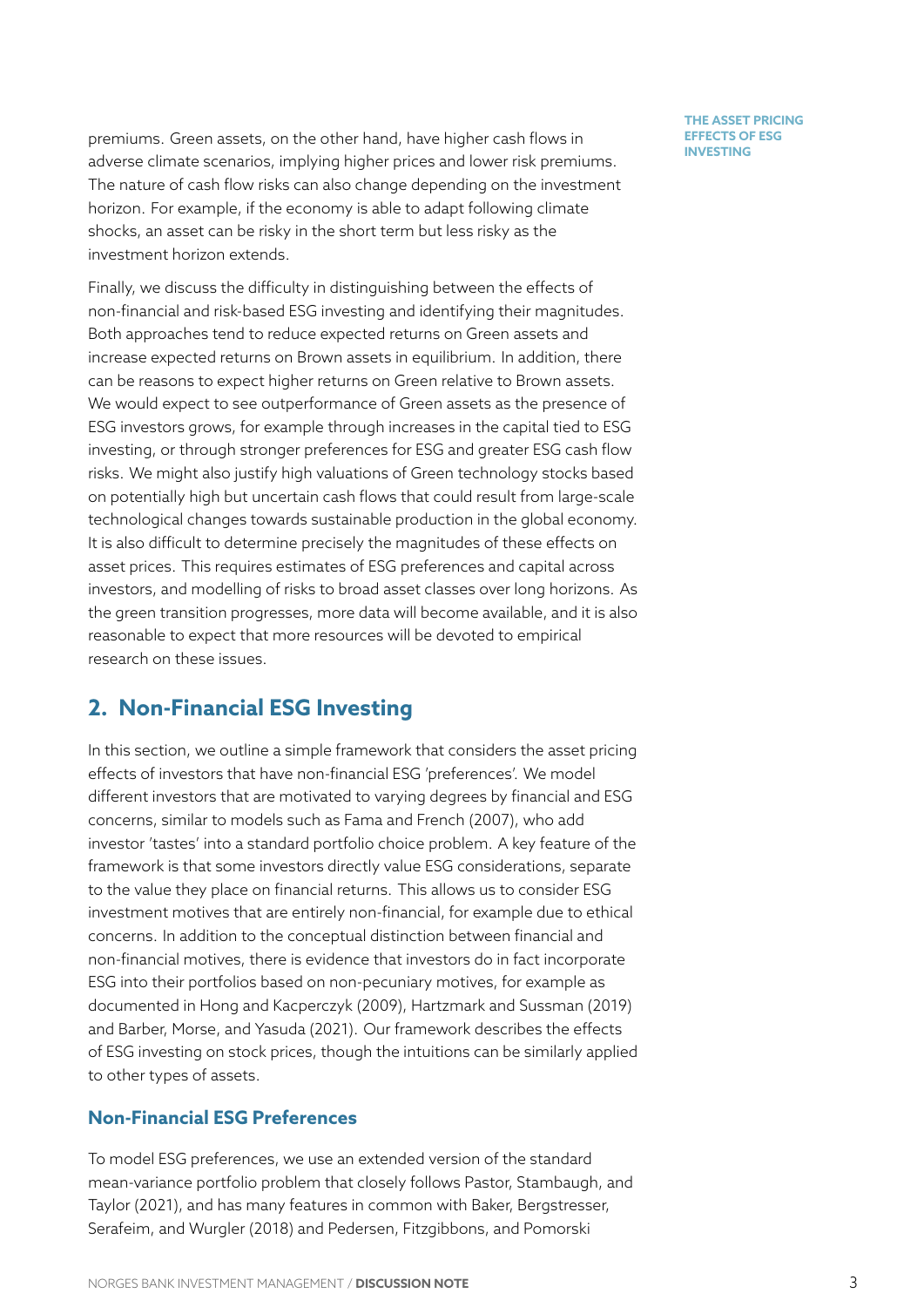premiums. Green assets, on the other hand, have higher cash flows in adverse climate scenarios, implying higher prices and lower risk premiums. The nature of cash flow risks can also change depending on the investment horizon. For example, if the economy is able to adapt following climate shocks, an asset can be risky in the short term but less risky as the investment horizon extends.

Finally, we discuss the difficulty in distinguishing between the effects of non-financial and risk-based ESG investing and identifying their magnitudes. Both approaches tend to reduce expected returns on Green assets and increase expected returns on Brown assets in equilibrium. In addition, there can be reasons to expect higher returns on Green relative to Brown assets. We would expect to see outperformance of Green assets as the presence of ESG investors grows, for example through increases in the capital tied to ESG investing, or through stronger preferences for ESG and greater ESG cash flow risks. We might also justify high valuations of Green technology stocks based on potentially high but uncertain cash flows that could result from large-scale technological changes towards sustainable production in the global economy. It is also difficult to determine precisely the magnitudes of these effects on asset prices. This requires estimates of ESG preferences and capital across investors, and modelling of risks to broad asset classes over long horizons. As the green transition progresses, more data will become available, and it is also reasonable to expect that more resources will be devoted to empirical research on these issues.

## 2. Non-Financial ESG Investing

In this section, we outline a simple framework that considers the asset pricing effects of investors that have non-financial ESG 'preferences'. We model different investors that are motivated to varying degrees by financial and ESG concerns, similar to models such as Fama and French (2007), who add investor 'tastes' into a standard portfolio choice problem. A key feature of the framework is that some investors directly value ESG considerations, separate to the value they place on financial returns. This allows us to consider ESG investment motives that are entirely non-financial, for example due to ethical concerns. In addition to the conceptual distinction between financial and non-financial motives, there is evidence that investors do in fact incorporate ESG into their portfolios based on non-pecuniary motives, for example as documented in Hong and Kacperczyk (2009), Hartzmark and Sussman (2019) and Barber, Morse, and Yasuda (2021). Our framework describes the effects of ESG investing on stock prices, though the intuitions can be similarly applied to other types of assets.

### Non-Financial ESG Preferences

To model ESG preferences, we use an extended version of the standard mean-variance portfolio problem that closely follows Pastor, Stambaugh, and Taylor (2021), and has many features in common with Baker, Bergstresser, Serafeim, and Wurgler (2018) and Pedersen, Fitzgibbons, and Pomorski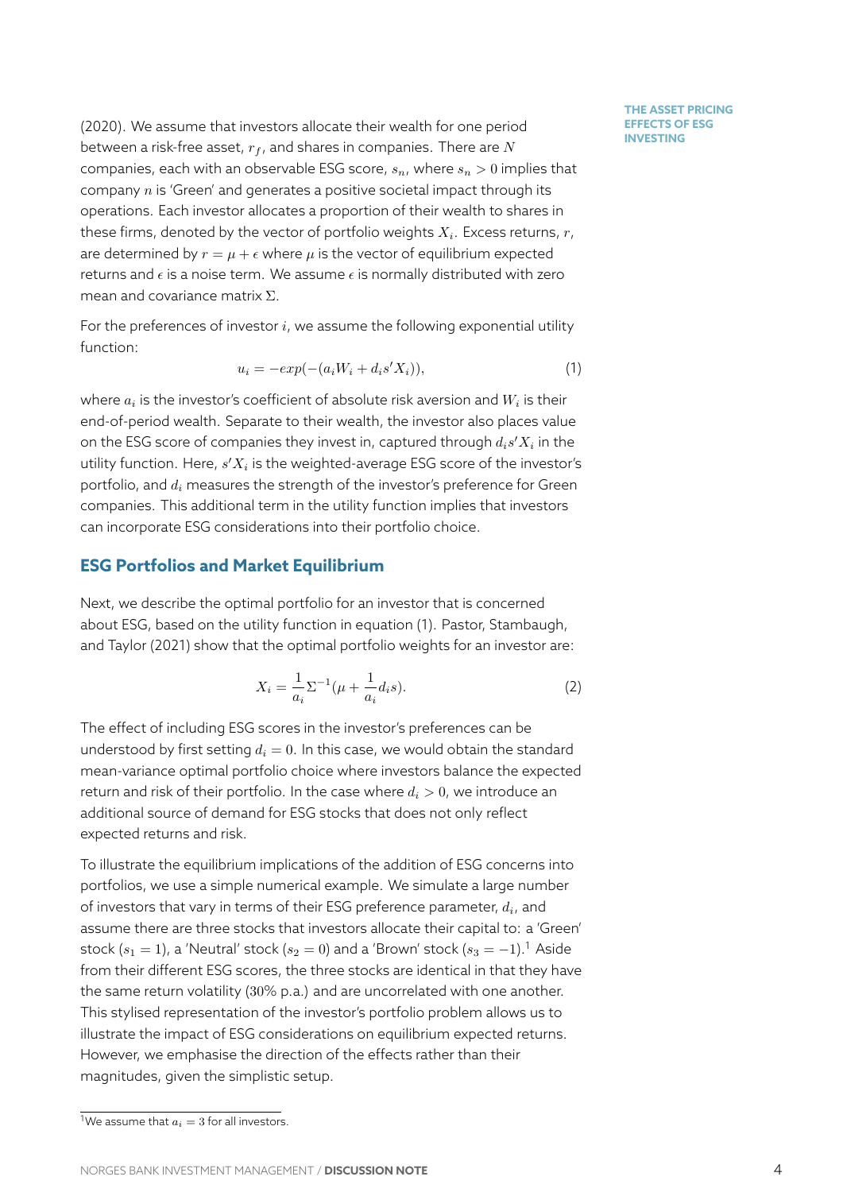(2020). We assume that investors allocate their wealth for one period between a risk-free asset, $r_f$, and shares in companies. There are $N$ companies, each with an observable ESG score, $s_n$, where $s_n > 0$ implies that company $n$ is 'Green' and generates a positive societal impact through its operations. Each investor allocates a proportion of their wealth to shares in these firms, denoted by the vector of portfolio weights $X_i$. Excess returns, $r$, are determined by $r = \mu + \epsilon$ where $\mu$ is the vector of equilibrium expected returns and $\epsilon$ is a noise term. We assume $\epsilon$ is normally distributed with zero mean and covariance matrix $\Sigma$.

For the preferences of investor $i$, we assume the following exponential utility function:

$$u_i = -exp(-(a_i W_i + d_i s' X_i)), \tag{1}$$

where $a_i$ is the investor's coefficient of absolute risk aversion and $W_i$ is their end-of-period wealth. Separate to their wealth, the investor also places value on the ESG score of companies they invest in, captured through $d_i s' X_i$ in the utility function. Here, $s' X_i$ is the weighted-average ESG score of the investor's portfolio, and $d_i$ measures the strength of the investor's preference for Green companies. This additional term in the utility function implies that investors can incorporate ESG considerations into their portfolio choice.

## ESG Portfolios and Market Equilibrium

Next, we describe the optimal portfolio for an investor that is concerned about ESG, based on the utility function in equation (1). Pastor, Stambaugh, and Taylor (2021) show that the optimal portfolio weights for an investor are:

$$X_i = \frac{1}{a_i} \Sigma^{-1} (\mu + \frac{1}{a_i} d_i s). \tag{2}$$

The effect of including ESG scores in the investor's preferences can be understood by first setting $d_i = 0$. In this case, we would obtain the standard mean-variance optimal portfolio choice where investors balance the expected return and risk of their portfolio. In the case where $d_i > 0$, we introduce an additional source of demand for ESG stocks that does not only reflect expected returns and risk.

To illustrate the equilibrium implications of the addition of ESG concerns into portfolios, we use a simple numerical example. We simulate a large number of investors that vary in terms of their ESG preference parameter, $d_i$, and assume there are three stocks that investors allocate their capital to: a 'Green' stock ($s_1 = 1$), a 'Neutral' stock ($s_2 = 0$) and a 'Brown' stock ($s_3 = -1$).[1] Aside from their different ESG scores, the three stocks are identical in that they have the same return volatility ($30\%$ p.a.) and are uncorrelated with one another. This stylised representation of the investor's portfolio problem allows us to illustrate the impact of ESG considerations on equilibrium expected returns. However, we emphasise the direction of the effects rather than their magnitudes, given the simplistic setup.

[1] We assume that $a_i = 3$ for all investors.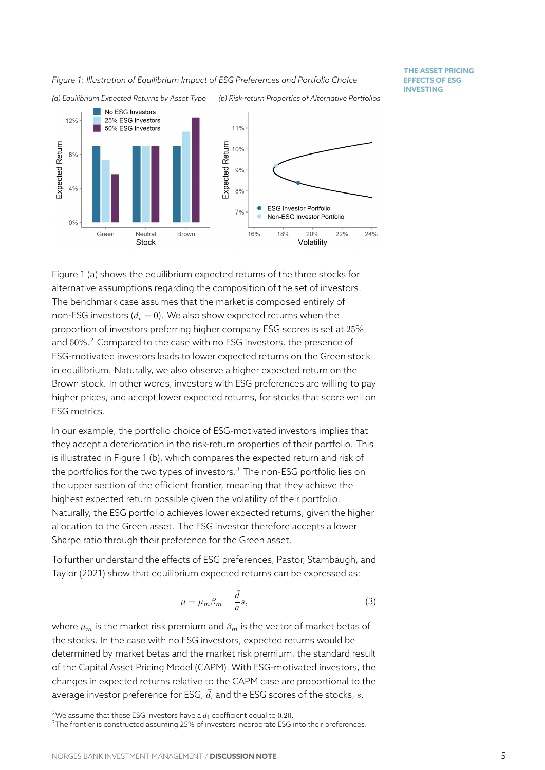Figure 1: *Illustration of Equilibrium Impact of ESG Preferences and Portfolio Choice*

(a) *Equilibrium Expected Returns by Asset Type* (b) *Risk-return Properties of Alternative Portfolios*

Figure 1 (a) shows the equilibrium expected returns of the three stocks for alternative assumptions regarding the composition of the set of investors. The benchmark case assumes that the market is composed entirely of non-ESG investors ($d_i = 0$). We also show expected returns when the proportion of investors preferring higher company ESG scores is set at $25\%$ and $50\%$.[2] Compared to the case with no ESG investors, the presence of ESG-motivated investors leads to lower expected returns on the Green stock in equilibrium. Naturally, we also observe a higher expected return on the Brown stock. In other words, investors with ESG preferences are willing to pay higher prices, and accept lower expected returns, for stocks that score well on ESG metrics.

In our example, the portfolio choice of ESG-motivated investors implies that they accept a deterioration in the risk-return properties of their portfolio. This is illustrated in Figure 1 (b), which compares the expected return and risk of the portfolios for the two types of investors.[3] The non-ESG portfolio lies on the upper section of the efficient frontier, meaning that they achieve the highest expected return possible given the volatility of their portfolio. Naturally, the ESG portfolio achieves lower expected returns, given the higher allocation to the Green asset. The ESG investor therefore accepts a lower Sharpe ratio through their preference for the Green asset.

To further understand the effects of ESG preferences, Pastor, Stambaugh, and Taylor (2021) show that equilibrium expected returns can be expressed as:

$$\mu = \mu_m \beta_m - \frac{\bar{d}}{a} s, \tag{3}$$

where $\mu_m$ is the market risk premium and $\beta_m$ is the vector of market betas of the stocks. In the case with no ESG investors, expected returns would be determined by market betas and the market risk premium, the standard result of the Capital Asset Pricing Model (CAPM). With ESG-motivated investors, the changes in expected returns relative to the CAPM case are proportional to the average investor preference for ESG, $\bar{d}$, and the ESG scores of the stocks, $s$.

[2] We assume that these ESG investors have a $d_i$ coefficient equal to $0.20$.

[3] The frontier is constructed assuming 25% of investors incorporate ESG into their preferences.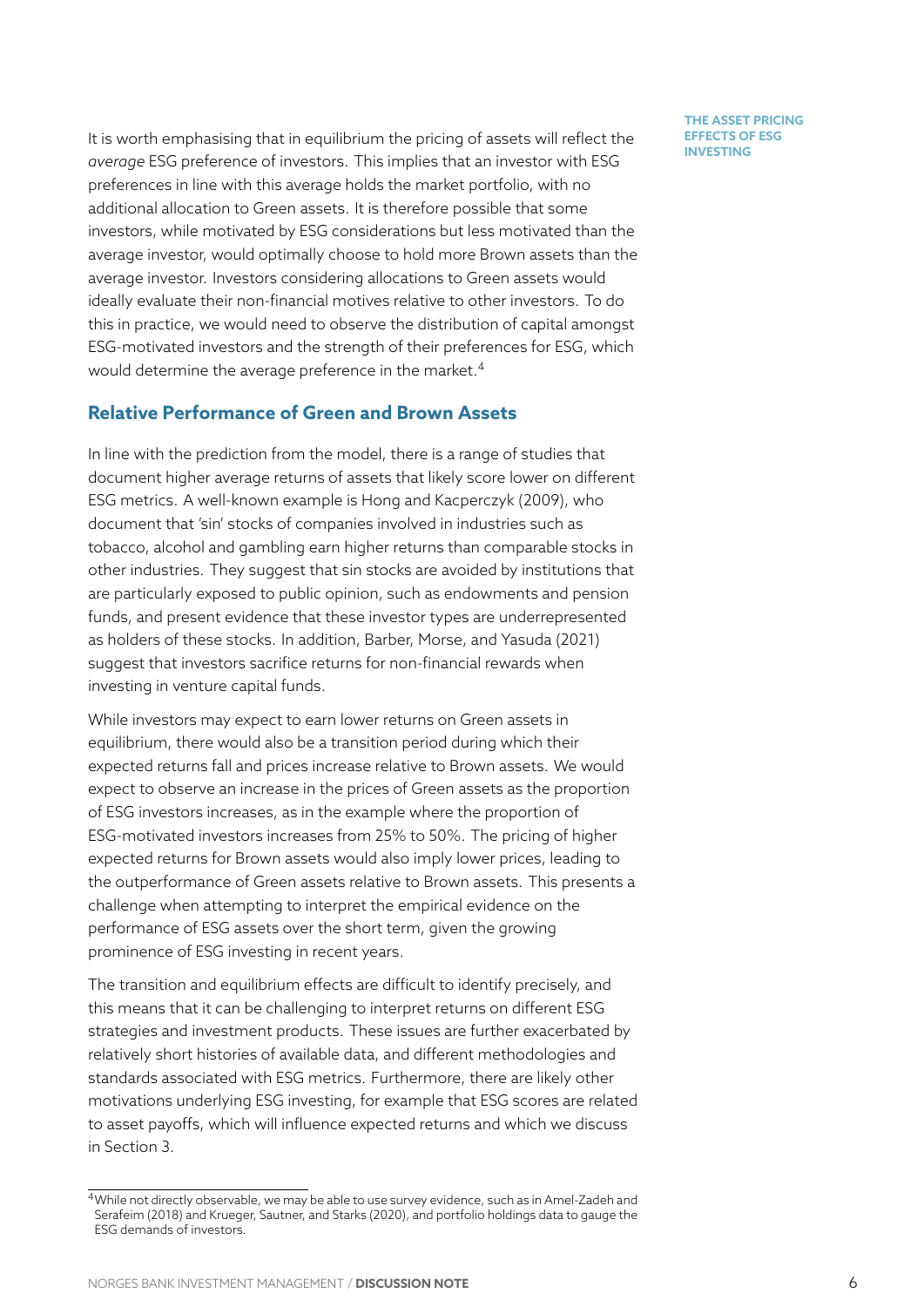It is worth emphasising that in equilibrium the pricing of assets will reflect the *average* ESG preference of investors. This implies that an investor with ESG preferences in line with this average holds the market portfolio, with no additional allocation to Green assets. It is therefore possible that some investors, while motivated by ESG considerations but less motivated than the average investor, would optimally choose to hold more Brown assets than the average investor. Investors considering allocations to Green assets would ideally evaluate their non-financial motives relative to other investors. To do this in practice, we would need to observe the distribution of capital amongst ESG-motivated investors and the strength of their preferences for ESG, which would determine the average preference in the market.[4]

## Relative Performance of Green and Brown Assets

In line with the prediction from the model, there is a range of studies that document higher average returns of assets that likely score lower on different ESG metrics. A well-known example is Hong and Kacperczyk (2009), who document that 'sin' stocks of companies involved in industries such as tobacco, alcohol and gambling earn higher returns than comparable stocks in other industries. They suggest that sin stocks are avoided by institutions that are particularly exposed to public opinion, such as endowments and pension funds, and present evidence that these investor types are underrepresented as holders of these stocks. In addition, Barber, Morse, and Yasuda (2021) suggest that investors sacrifice returns for non-financial rewards when investing in venture capital funds.

While investors may expect to earn lower returns on Green assets in equilibrium, there would also be a transition period during which their expected returns fall and prices increase relative to Brown assets. We would expect to observe an increase in the prices of Green assets as the proportion of ESG investors increases, as in the example where the proportion of ESG-motivated investors increases from 25% to 50%. The pricing of higher expected returns for Brown assets would also imply lower prices, leading to the outperformance of Green assets relative to Brown assets. This presents a challenge when attempting to interpret the empirical evidence on the performance of ESG assets over the short term, given the growing prominence of ESG investing in recent years.

The transition and equilibrium effects are difficult to identify precisely, and this means that it can be challenging to interpret returns on different ESG strategies and investment products. These issues are further exacerbated by relatively short histories of available data, and different methodologies and standards associated with ESG metrics. Furthermore, there are likely other motivations underlying ESG investing, for example that ESG scores are related to asset payoffs, which will influence expected returns and which we discuss in Section 3.

[4] While not directly observable, we may be able to use survey evidence, such as in Amel-Zadeh and Serafeim (2018) and Krueger, Sautner, and Starks (2020), and portfolio holdings data to gauge the ESG demands of investors.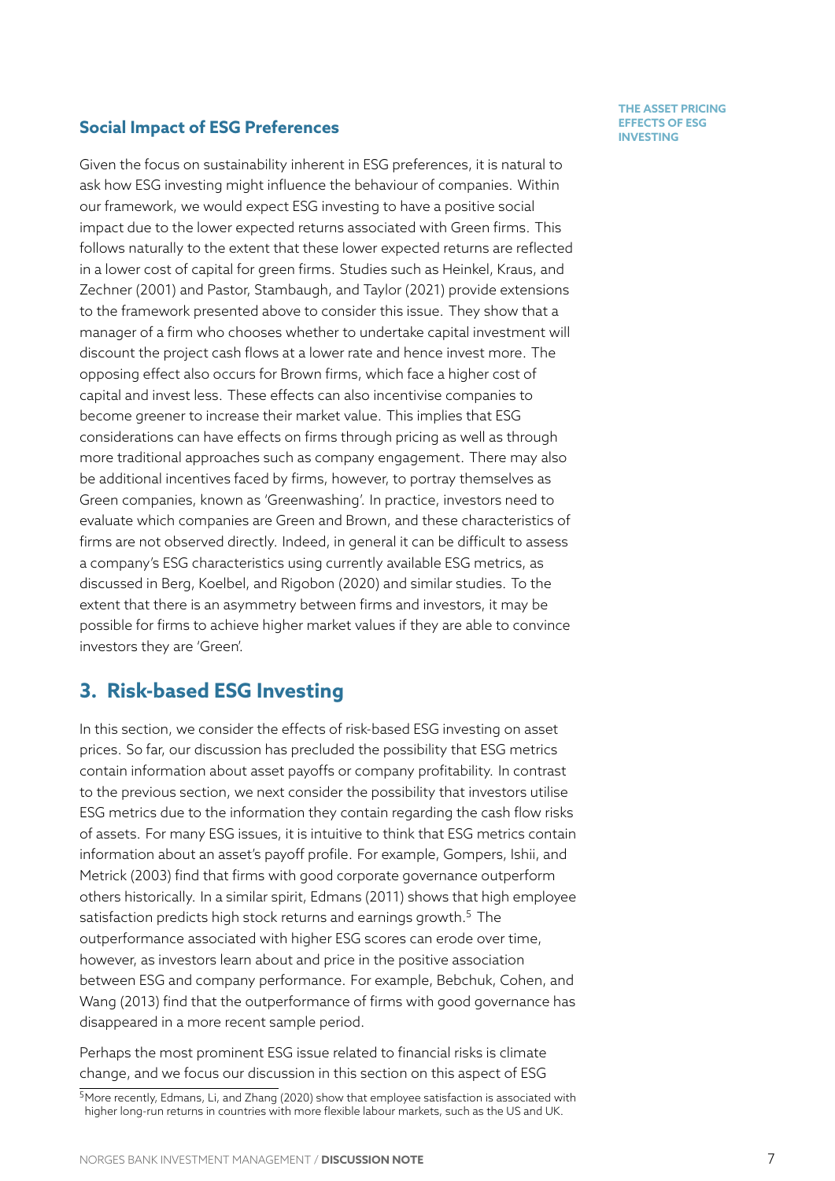### Social Impact of ESG Preferences

Given the focus on sustainability inherent in ESG preferences, it is natural to ask how ESG investing might influence the behaviour of companies. Within our framework, we would expect ESG investing to have a positive social impact due to the lower expected returns associated with Green firms. This follows naturally to the extent that these lower expected returns are reflected in a lower cost of capital for green firms. Studies such as Heinkel, Kraus, and Zechner (2001) and Pastor, Stambaugh, and Taylor (2021) provide extensions to the framework presented above to consider this issue. They show that a manager of a firm who chooses whether to undertake capital investment will discount the project cash flows at a lower rate and hence invest more. The opposing effect also occurs for Brown firms, which face a higher cost of capital and invest less. These effects can also incentivise companies to become greener to increase their market value. This implies that ESG considerations can have effects on firms through pricing as well as through more traditional approaches such as company engagement. There may also be additional incentives faced by firms, however, to portray themselves as Green companies, known as 'Greenwashing'. In practice, investors need to evaluate which companies are Green and Brown, and these characteristics of firms are not observed directly. Indeed, in general it can be difficult to assess a company's ESG characteristics using currently available ESG metrics, as discussed in Berg, Koelbel, and Rigobon (2020) and similar studies. To the extent that there is an asymmetry between firms and investors, it may be possible for firms to achieve higher market values if they are able to convince investors they are 'Green'.

## 3. Risk-based ESG Investing

In this section, we consider the effects of risk-based ESG investing on asset prices. So far, our discussion has precluded the possibility that ESG metrics contain information about asset payoffs or company profitability. In contrast to the previous section, we next consider the possibility that investors utilise ESG metrics due to the information they contain regarding the cash flow risks of assets. For many ESG issues, it is intuitive to think that ESG metrics contain information about an asset's payoff profile. For example, Gompers, Ishii, and Metrick (2003) find that firms with good corporate governance outperform others historically. In a similar spirit, Edmans (2011) shows that high employee satisfaction predicts high stock returns and earnings growth.[5] The outperformance associated with higher ESG scores can erode over time, however, as investors learn about and price in the positive association between ESG and company performance. For example, Bebchuk, Cohen, and Wang (2013) find that the outperformance of firms with good governance has disappeared in a more recent sample period.

Perhaps the most prominent ESG issue related to financial risks is climate change, and we focus our discussion in this section on this aspect of ESG

[5] More recently, Edmans, Li, and Zhang (2020) show that employee satisfaction is associated with higher long-run returns in countries with more flexible labour markets, such as the US and UK.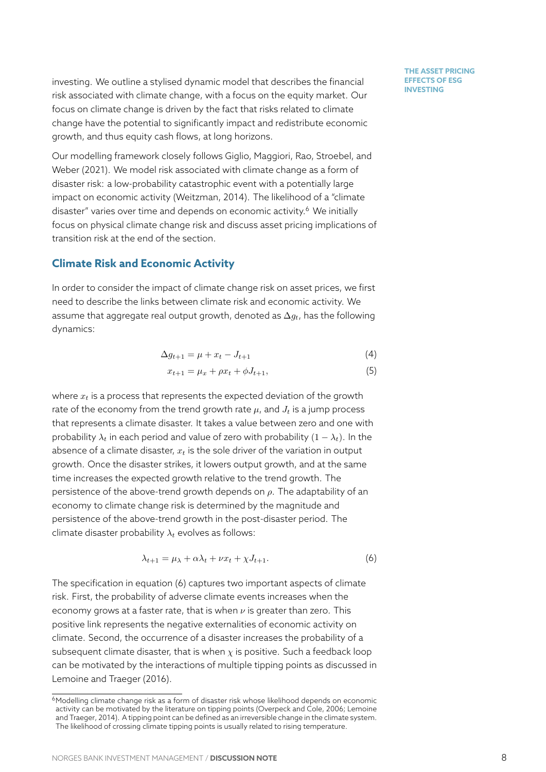investing. We outline a stylised dynamic model that describes the financial risk associated with climate change, with a focus on the equity market. Our focus on climate change is driven by the fact that risks related to climate change have the potential to significantly impact and redistribute economic growth, and thus equity cash flows, at long horizons.

Our modelling framework closely follows Giglio, Maggiori, Rao, Stroebel, and Weber (2021). We model risk associated with climate change as a form of disaster risk: a low-probability catastrophic event with a potentially large impact on economic activity (Weitzman, 2014). The likelihood of a "climate disaster" varies over time and depends on economic activity.[6] We initially focus on physical climate change risk and discuss asset pricing implications of transition risk at the end of the section.

## Climate Risk and Economic Activity

In order to consider the impact of climate change risk on asset prices, we first need to describe the links between climate risk and economic activity. We assume that aggregate real output growth, denoted as $\Delta g_t$, has the following dynamics:

$$\Delta g_{t+1} = \mu + x_t - J_{t+1} \tag{4}$$

$$x_{t+1} = \mu_x + \rho x_t + \phi J_{t+1}, \tag{5}$$

where $x_t$ is a process that represents the expected deviation of the growth rate of the economy from the trend growth rate $\mu$, and $J_t$ is a jump process that represents a climate disaster. It takes a value between zero and one with probability $\lambda_t$ in each period and value of zero with probability $(1 - \lambda_t)$. In the absence of a climate disaster, $x_t$ is the sole driver of the variation in output growth. Once the disaster strikes, it lowers output growth, and at the same time increases the expected growth relative to the trend growth. The persistence of the above-trend growth depends on $\rho$. The adaptability of an economy to climate change risk is determined by the magnitude and persistence of the above-trend growth in the post-disaster period. The climate disaster probability $\lambda_t$ evolves as follows:

$$\lambda_{t+1} = \mu_\lambda + \alpha \lambda_t + \nu x_t + \chi J_{t+1}. \tag{6}$$

The specification in equation (6) captures two important aspects of climate risk. First, the probability of adverse climate events increases when the economy grows at a faster rate, that is when $\nu$ is greater than zero. This positive link represents the negative externalities of economic activity on climate. Second, the occurrence of a disaster increases the probability of a subsequent climate disaster, that is when $\chi$ is positive. Such a feedback loop can be motivated by the interactions of multiple tipping points as discussed in Lemoine and Traeger (2016).

[6] Modelling climate change risk as a form of disaster risk whose likelihood depends on economic activity can be motivated by the literature on tipping points (Overpeck and Cole, 2006; Lemoine and Traeger, 2014). A tipping point can be defined as an irreversible change in the climate system. The likelihood of crossing climate tipping points is usually related to rising temperature.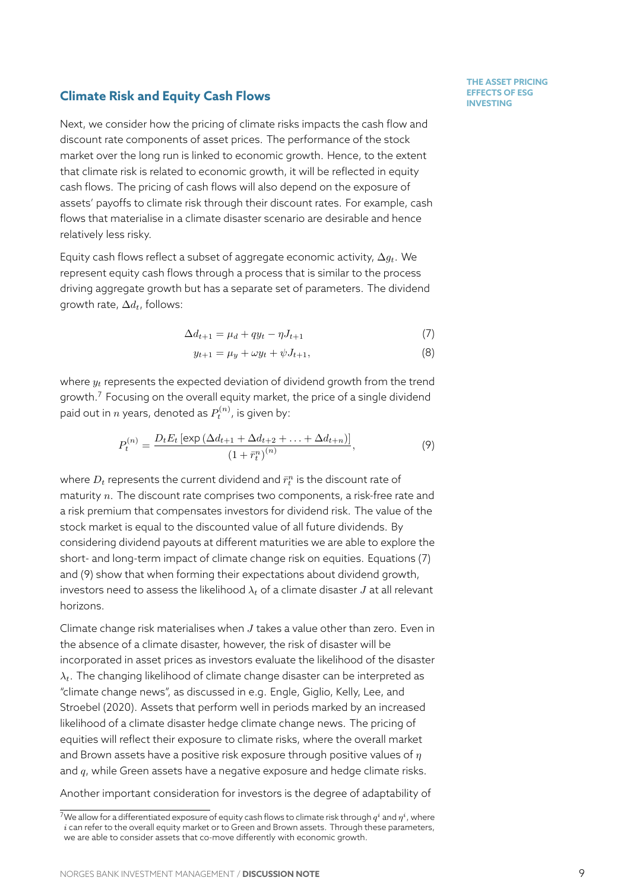## Climate Risk and Equity Cash Flows

Next, we consider how the pricing of climate risks impacts the cash flow and discount rate components of asset prices. The performance of the stock market over the long run is linked to economic growth. Hence, to the extent that climate risk is related to economic growth, it will be reflected in equity cash flows. The pricing of cash flows will also depend on the exposure of assets' payoffs to climate risk through their discount rates. For example, cash flows that materialise in a climate disaster scenario are desirable and hence relatively less risky.

Equity cash flows reflect a subset of aggregate economic activity, $\Delta g_t$. We represent equity cash flows through a process that is similar to the process driving aggregate growth but has a separate set of parameters. The dividend growth rate, $\Delta d_t$, follows:

$$\Delta d_{t+1} = \mu_d + q y_t - \eta J_{t+1} \tag{7}$$

$$y_{t+1} = \mu_y + \omega y_t + \psi J_{t+1}, \tag{8}$$

where $y_t$ represents the expected deviation of dividend growth from the trend growth.[7] Focusing on the overall equity market, the price of a single dividend paid out in $n$ years, denoted as $P_t^{(n)}$, is given by:

$$P_t^{(n)} = \frac{D_t E_t \left[\exp\left(\Delta d_{t+1} + \Delta d_{t+2} + \ldots + \Delta d_{t+n}\right)\right]}{\left(1+\bar{r}_t^n\right)^{(n)}}, \tag{9}$$

where $D_t$ represents the current dividend and $\bar{r}_t^n$ is the discount rate of maturity $n$. The discount rate comprises two components, a risk-free rate and a risk premium that compensates investors for dividend risk. The value of the stock market is equal to the discounted value of all future dividends. By considering dividend payouts at different maturities we are able to explore the short- and long-term impact of climate change risk on equities. Equations (7) and (9) show that when forming their expectations about dividend growth, investors need to assess the likelihood $\lambda_t$ of a climate disaster $J$ at all relevant horizons.

Climate change risk materialises when $J$ takes a value other than zero. Even in the absence of a climate disaster, however, the risk of disaster will be incorporated in asset prices as investors evaluate the likelihood of the disaster $\lambda_t$. The changing likelihood of climate change disaster can be interpreted as "climate change news", as discussed in e.g. Engle, Giglio, Kelly, Lee, and Stroebel (2020). Assets that perform well in periods marked by an increased likelihood of a climate disaster hedge climate change news. The pricing of equities will reflect their exposure to climate risks, where the overall market and Brown assets have a positive risk exposure through positive values of $\eta$ and $q$, while Green assets have a negative exposure and hedge climate risks.

Another important consideration for investors is the degree of adaptability of

[7] We allow for a differentiated exposure of equity cash flows to climate risk through $q^i$ and $\eta^i$, where $i$ can refer to the overall equity market or to Green and Brown assets. Through these parameters, we are able to consider assets that co-move differently with economic growth.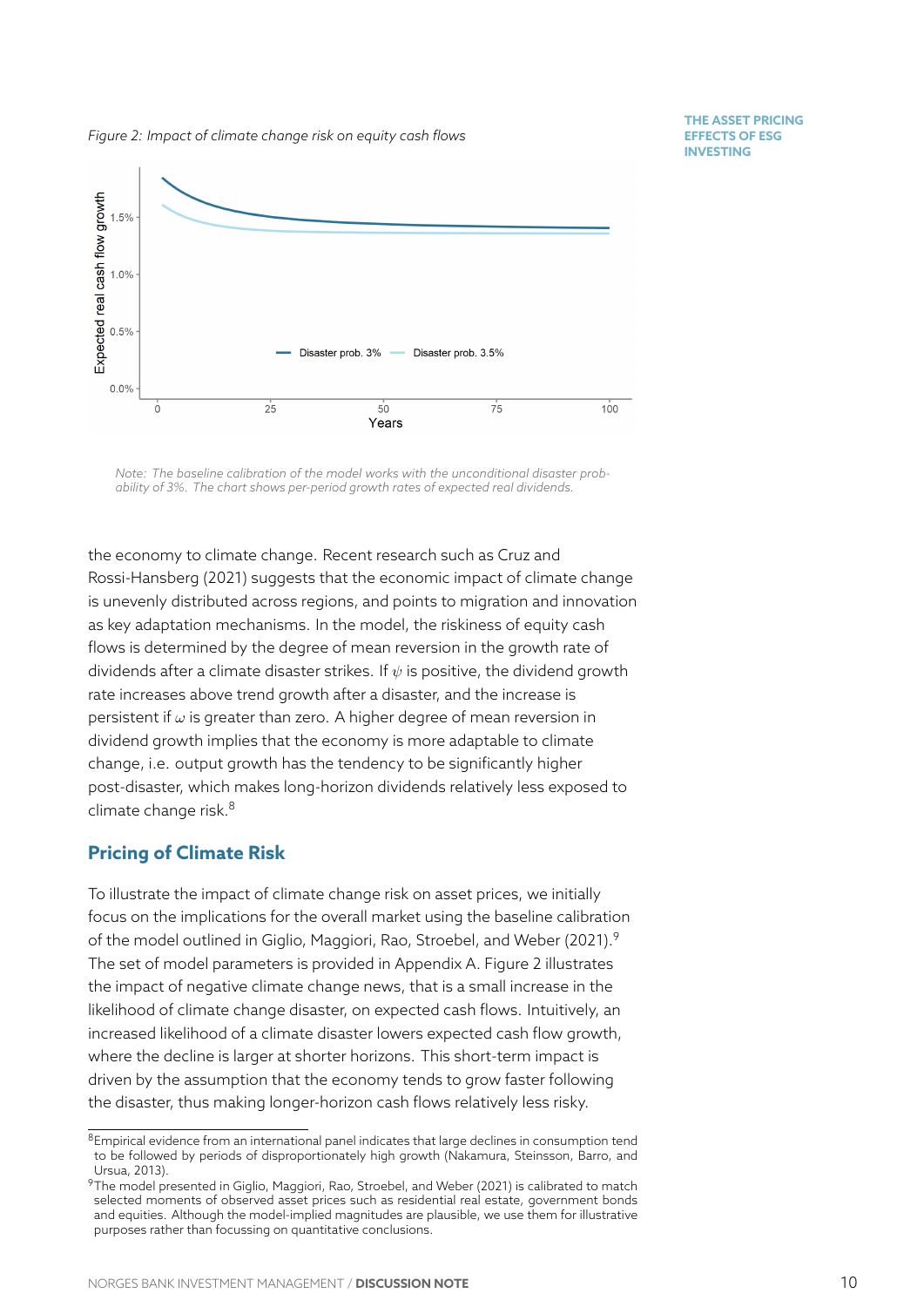*Figure 2: Impact of climate change risk on equity cash flows*

*Note: The baseline calibration of the model works with the unconditional disaster probability of 3%. The chart shows per-period growth rates of expected real dividends.*

the economy to climate change. Recent research such as Cruz and Rossi-Hansberg (2021) suggests that the economic impact of climate change is unevenly distributed across regions, and points to migration and innovation as key adaptation mechanisms. In the model, the riskiness of equity cash flows is determined by the degree of mean reversion in the growth rate of dividends after a climate disaster strikes. If $\psi$ is positive, the dividend growth rate increases above trend growth after a disaster, and the increase is persistent if $\omega$ is greater than zero. A higher degree of mean reversion in dividend growth implies that the economy is more adaptable to climate change, i.e. output growth has the tendency to be significantly higher post-disaster, which makes long-horizon dividends relatively less exposed to climate change risk.[8]

## Pricing of Climate Risk

To illustrate the impact of climate change risk on asset prices, we initially focus on the implications for the overall market using the baseline calibration of the model outlined in Giglio, Maggiori, Rao, Stroebel, and Weber (2021).[9] The set of model parameters is provided in Appendix A. Figure 2 illustrates the impact of negative climate change news, that is a small increase in the likelihood of climate change disaster, on expected cash flows. Intuitively, an increased likelihood of a climate disaster lowers expected cash flow growth, where the decline is larger at shorter horizons. This short-term impact is driven by the assumption that the economy tends to grow faster following the disaster, thus making longer-horizon cash flows relatively less risky.

[8] Empirical evidence from an international panel indicates that large declines in consumption tend to be followed by periods of disproportionately high growth (Nakamura, Steinsson, Barro, and Ursua, 2013).

[9] The model presented in Giglio, Maggiori, Rao, Stroebel, and Weber (2021) is calibrated to match selected moments of observed asset prices such as residential real estate, government bonds and equities. Although the model-implied magnitudes are plausible, we use them for illustrative purposes rather than focussing on quantitative conclusions.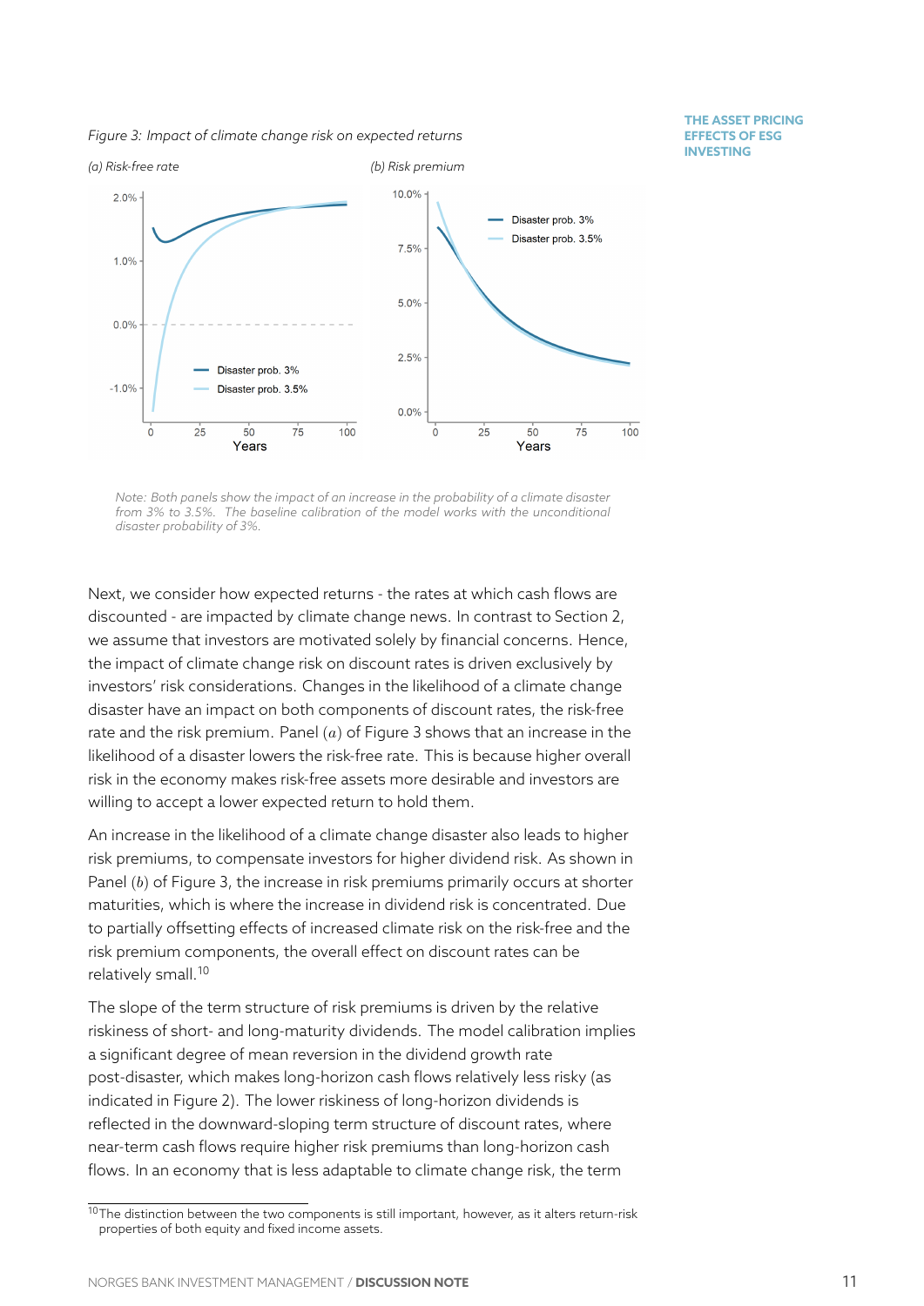Figure 3: Impact of climate change risk on expected returns

(a) Risk-free rate

(b) Risk premium

Note: Both panels show the impact of an increase in the probability of a climate disaster from 3% to 3.5%. The baseline calibration of the model works with the unconditional disaster probability of 3%.

Next, we consider how expected returns - the rates at which cash flows are discounted - are impacted by climate change news. In contrast to Section 2, we assume that investors are motivated solely by financial concerns. Hence, the impact of climate change risk on discount rates is driven exclusively by investors' risk considerations. Changes in the likelihood of a climate change disaster have an impact on both components of discount rates, the risk-free rate and the risk premium. Panel $(a)$ of Figure 3 shows that an increase in the likelihood of a disaster lowers the risk-free rate. This is because higher overall risk in the economy makes risk-free assets more desirable and investors are willing to accept a lower expected return to hold them.

An increase in the likelihood of a climate change disaster also leads to higher risk premiums, to compensate investors for higher dividend risk. As shown in Panel $(b)$ of Figure 3, the increase in risk premiums primarily occurs at shorter maturities, which is where the increase in dividend risk is concentrated. Due to partially offsetting effects of increased climate risk on the risk-free and the risk premium components, the overall effect on discount rates can be relatively small.[10]

The slope of the term structure of risk premiums is driven by the relative riskiness of short- and long-maturity dividends. The model calibration implies a significant degree of mean reversion in the dividend growth rate post-disaster, which makes long-horizon cash flows relatively less risky (as indicated in Figure 2). The lower riskiness of long-horizon dividends is reflected in the downward-sloping term structure of discount rates, where near-term cash flows require higher risk premiums than long-horizon cash flows. In an economy that is less adaptable to climate change risk, the term

[10] The distinction between the two components is still important, however, as it alters return-risk properties of both equity and fixed income assets.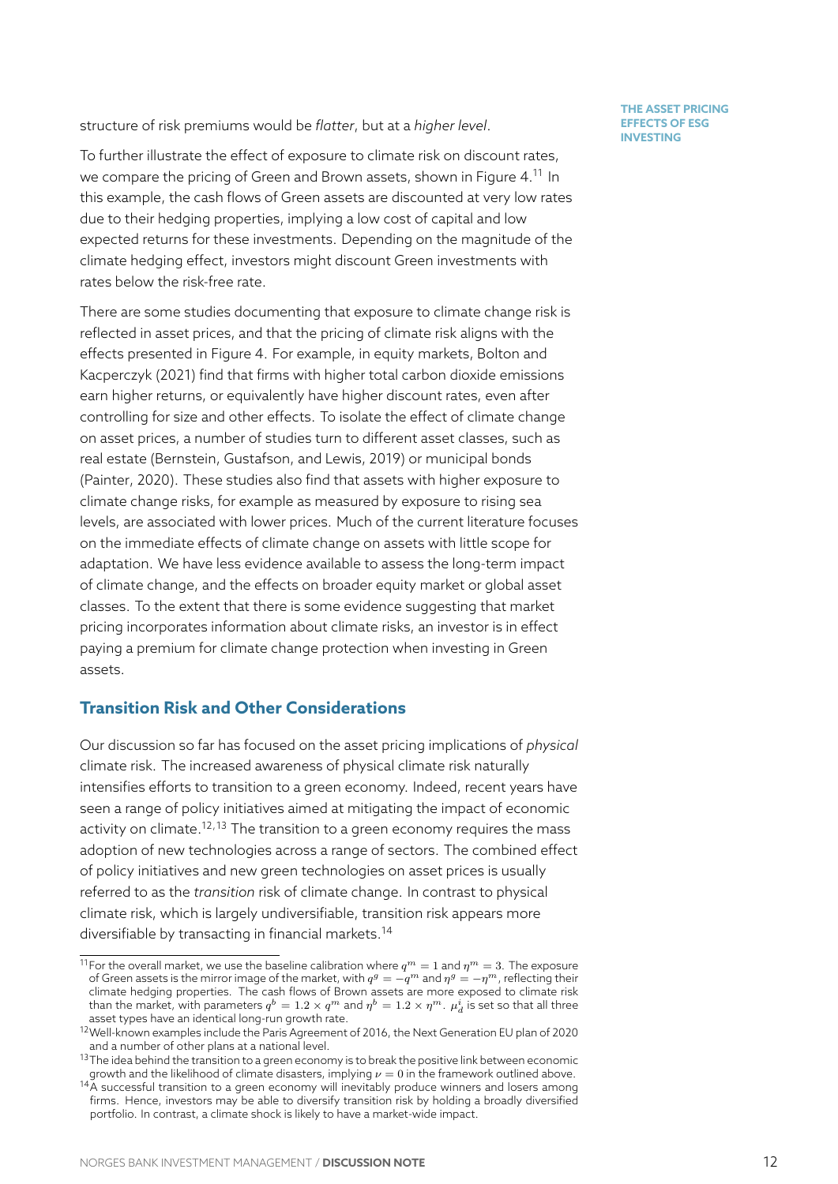structure of risk premiums would be *flatter*, but at a *higher level*.

To further illustrate the effect of exposure to climate risk on discount rates, we compare the pricing of Green and Brown assets, shown in Figure 4.[11] In this example, the cash flows of Green assets are discounted at very low rates due to their hedging properties, implying a low cost of capital and low expected returns for these investments. Depending on the magnitude of the climate hedging effect, investors might discount Green investments with rates below the risk-free rate.

There are some studies documenting that exposure to climate change risk is reflected in asset prices, and that the pricing of climate risk aligns with the effects presented in Figure 4. For example, in equity markets, Bolton and Kacperczyk (2021) find that firms with higher total carbon dioxide emissions earn higher returns, or equivalently have higher discount rates, even after controlling for size and other effects. To isolate the effect of climate change on asset prices, a number of studies turn to different asset classes, such as real estate (Bernstein, Gustafson, and Lewis, 2019) or municipal bonds (Painter, 2020). These studies also find that assets with higher exposure to climate change risks, for example as measured by exposure to rising sea levels, are associated with lower prices. Much of the current literature focuses on the immediate effects of climate change on assets with little scope for adaptation. We have less evidence available to assess the long-term impact of climate change, and the effects on broader equity market or global asset classes. To the extent that there is some evidence suggesting that market pricing incorporates information about climate risks, an investor is in effect paying a premium for climate change protection when investing in Green assets.

## Transition Risk and Other Considerations

Our discussion so far has focused on the asset pricing implications of *physical* climate risk. The increased awareness of physical climate risk naturally intensifies efforts to transition to a green economy. Indeed, recent years have seen a range of policy initiatives aimed at mitigating the impact of economic activity on climate.[12,13] The transition to a green economy requires the mass adoption of new technologies across a range of sectors. The combined effect of policy initiatives and new green technologies on asset prices is usually referred to as the *transition* risk of climate change. In contrast to physical climate risk, which is largely undiversifiable, transition risk appears more diversifiable by transacting in financial markets.[14]

---

[11] For the overall market, we use the baseline calibration where $q^m = 1$ and $\eta^m = 3$. The exposure of Green assets is the mirror image of the market, with $q^g = -q^m$ and $\eta^g = -\eta^m$, reflecting their climate hedging properties. The cash flows of Brown assets are more exposed to climate risk than the market, with parameters $q^b = 1.2 \times q^m$ and $\eta^b = 1.2 \times \eta^m$. $\mu_d^i$ is set so that all three asset types have an identical long-run growth rate.

[12] Well-known examples include the Paris Agreement of 2016, the Next Generation EU plan of 2020 and a number of other plans at a national level.

[13] The idea behind the transition to a green economy is to break the positive link between economic growth and the likelihood of climate disasters, implying $\nu = 0$ in the framework outlined above.

[14] A successful transition to a green economy will inevitably produce winners and losers among firms. Hence, investors may be able to diversify transition risk by holding a broadly diversified portfolio. In contrast, a climate shock is likely to have a market-wide impact.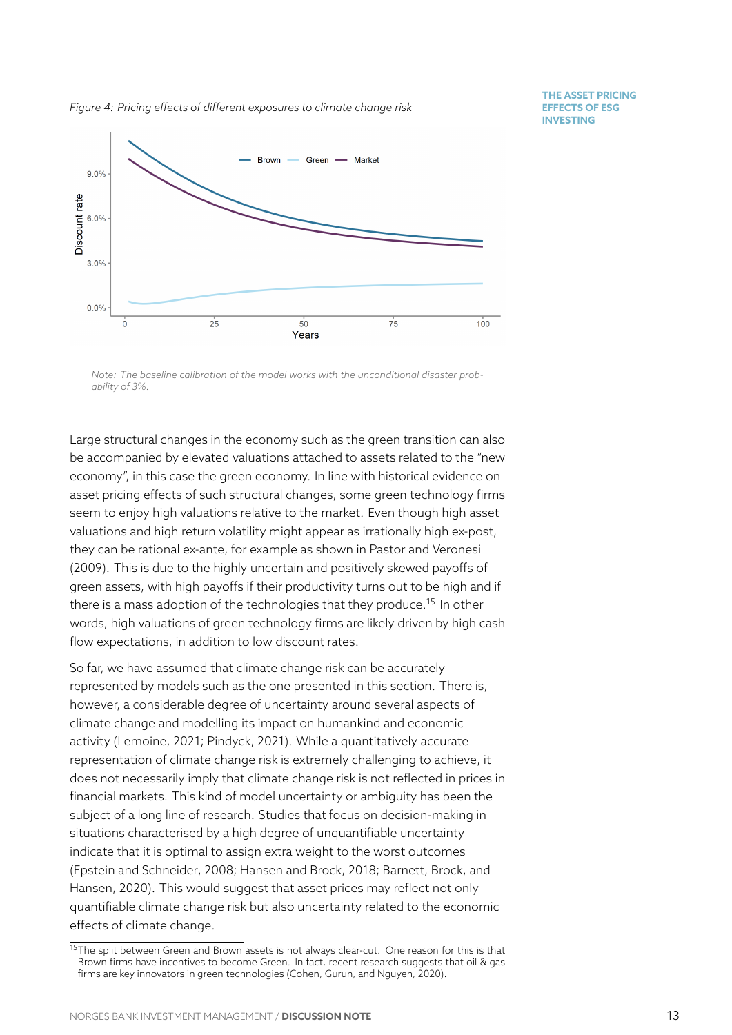*Figure 4: Pricing effects of different exposures to climate change risk*

*Note: The baseline calibration of the model works with the unconditional disaster probability of 3%.*

Large structural changes in the economy such as the green transition can also be accompanied by elevated valuations attached to assets related to the "new economy", in this case the green economy. In line with historical evidence on asset pricing effects of such structural changes, some green technology firms seem to enjoy high valuations relative to the market. Even though high asset valuations and high return volatility might appear as irrationally high ex-post, they can be rational ex-ante, for example as shown in Pastor and Veronesi (2009). This is due to the highly uncertain and positively skewed payoffs of green assets, with high payoffs if their productivity turns out to be high and if there is a mass adoption of the technologies that they produce.[15] In other words, high valuations of green technology firms are likely driven by high cash flow expectations, in addition to low discount rates.

So far, we have assumed that climate change risk can be accurately represented by models such as the one presented in this section. There is, however, a considerable degree of uncertainty around several aspects of climate change and modelling its impact on humankind and economic activity (Lemoine, 2021; Pindyck, 2021). While a quantitatively accurate representation of climate change risk is extremely challenging to achieve, it does not necessarily imply that climate change risk is not reflected in prices in financial markets. This kind of model uncertainty or ambiguity has been the subject of a long line of research. Studies that focus on decision-making in situations characterised by a high degree of unquantifiable uncertainty indicate that it is optimal to assign extra weight to the worst outcomes (Epstein and Schneider, 2008; Hansen and Brock, 2018; Barnett, Brock, and Hansen, 2020). This would suggest that asset prices may reflect not only quantifiable climate change risk but also uncertainty related to the economic effects of climate change.

[15] The split between Green and Brown assets is not always clear-cut. One reason for this is that Brown firms have incentives to become Green. In fact, recent research suggests that oil & gas firms are key innovators in green technologies (Cohen, Gurun, and Nguyen, 2020).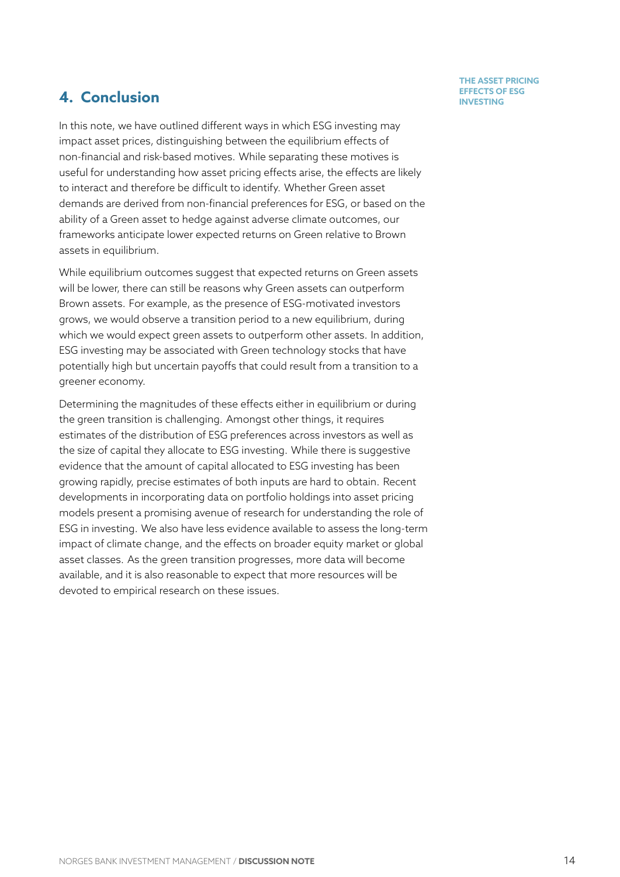## 4. Conclusion

In this note, we have outlined different ways in which ESG investing may impact asset prices, distinguishing between the equilibrium effects of non-financial and risk-based motives. While separating these motives is useful for understanding how asset pricing effects arise, the effects are likely to interact and therefore be difficult to identify. Whether Green asset demands are derived from non-financial preferences for ESG, or based on the ability of a Green asset to hedge against adverse climate outcomes, our frameworks anticipate lower expected returns on Green relative to Brown assets in equilibrium.

While equilibrium outcomes suggest that expected returns on Green assets will be lower, there can still be reasons why Green assets can outperform Brown assets. For example, as the presence of ESG-motivated investors grows, we would observe a transition period to a new equilibrium, during which we would expect green assets to outperform other assets. In addition, ESG investing may be associated with Green technology stocks that have potentially high but uncertain payoffs that could result from a transition to a greener economy.

Determining the magnitudes of these effects either in equilibrium or during the green transition is challenging. Amongst other things, it requires estimates of the distribution of ESG preferences across investors as well as the size of capital they allocate to ESG investing. While there is suggestive evidence that the amount of capital allocated to ESG investing has been growing rapidly, precise estimates of both inputs are hard to obtain. Recent developments in incorporating data on portfolio holdings into asset pricing models present a promising avenue of research for understanding the role of ESG in investing. We also have less evidence available to assess the long-term impact of climate change, and the effects on broader equity market or global asset classes. As the green transition progresses, more data will become available, and it is also reasonable to expect that more resources will be devoted to empirical research on these issues.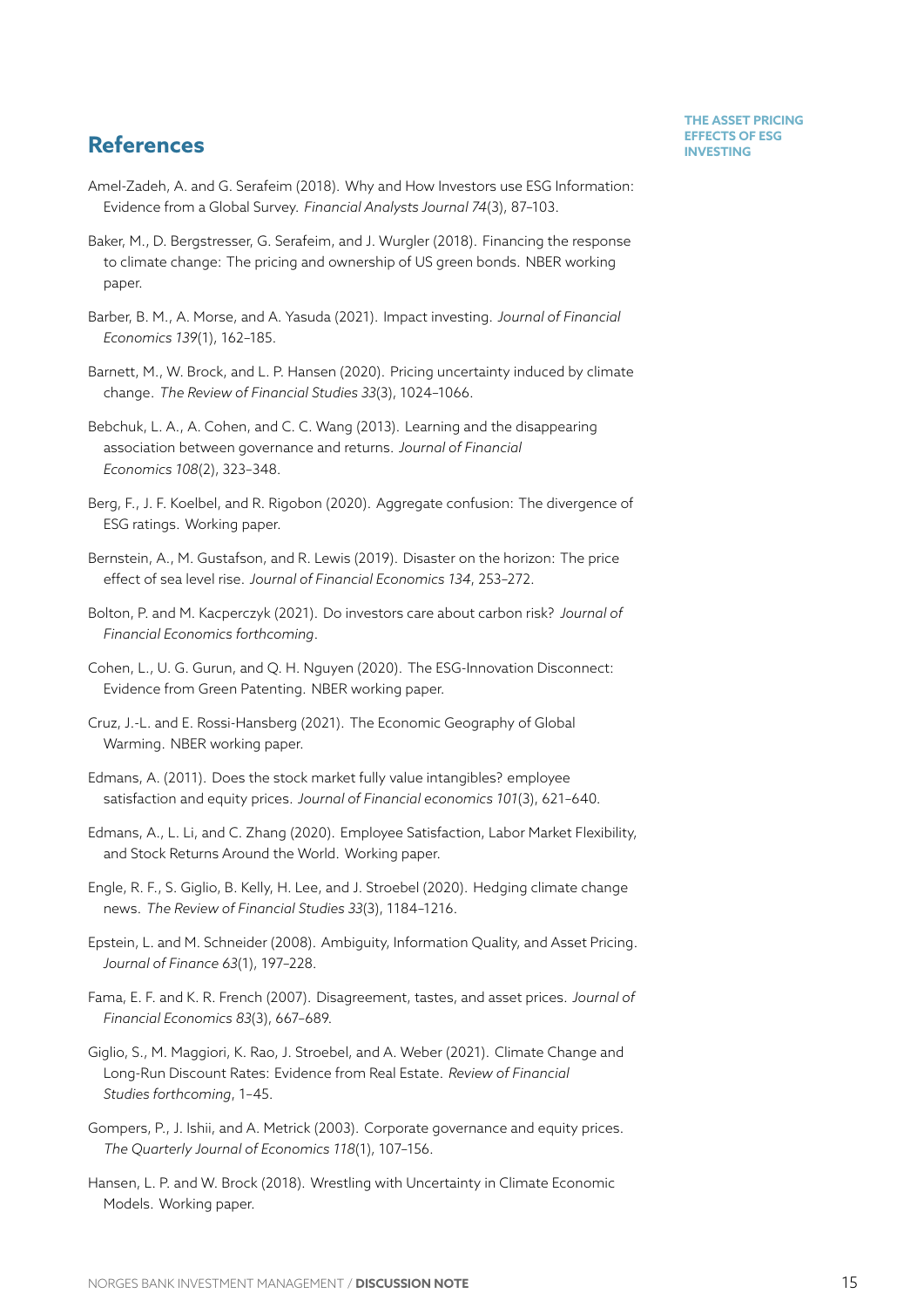## References

Amel-Zadeh, A. and G. Serafeim (2018). Why and How Investors use ESG Information: Evidence from a Global Survey. *Financial Analysts Journal 74*(3), 87–103.

Baker, M., D. Bergstresser, G. Serafeim, and J. Wurgler (2018). Financing the response to climate change: The pricing and ownership of US green bonds. NBER working paper.

Barber, B. M., A. Morse, and A. Yasuda (2021). Impact investing. *Journal of Financial Economics 139*(1), 162–185.

Barnett, M., W. Brock, and L. P. Hansen (2020). Pricing uncertainty induced by climate change. *The Review of Financial Studies 33*(3), 1024–1066.

Bebchuk, L. A., A. Cohen, and C. C. Wang (2013). Learning and the disappearing association between governance and returns. *Journal of Financial Economics 108*(2), 323–348.

Berg, F., J. F. Koelbel, and R. Rigobon (2020). Aggregate confusion: The divergence of ESG ratings. Working paper.

Bernstein, A., M. Gustafson, and R. Lewis (2019). Disaster on the horizon: The price effect of sea level rise. *Journal of Financial Economics 134*, 253–272.

Bolton, P. and M. Kacperczyk (2021). Do investors care about carbon risk? *Journal of Financial Economics forthcoming*.

Cohen, L., U. G. Gurun, and Q. H. Nguyen (2020). The ESG-Innovation Disconnect: Evidence from Green Patenting. NBER working paper.

Cruz, J.-L. and E. Rossi-Hansberg (2021). The Economic Geography of Global Warming. NBER working paper.

Edmans, A. (2011). Does the stock market fully value intangibles? employee satisfaction and equity prices. *Journal of Financial economics 101*(3), 621–640.

Edmans, A., L. Li, and C. Zhang (2020). Employee Satisfaction, Labor Market Flexibility, and Stock Returns Around the World. Working paper.

Engle, R. F., S. Giglio, B. Kelly, H. Lee, and J. Stroebel (2020). Hedging climate change news. *The Review of Financial Studies 33*(3), 1184–1216.

Epstein, L. and M. Schneider (2008). Ambiguity, Information Quality, and Asset Pricing. *Journal of Finance 63*(1), 197–228.

Fama, E. F. and K. R. French (2007). Disagreement, tastes, and asset prices. *Journal of Financial Economics 83*(3), 667–689.

Giglio, S., M. Maggiori, K. Rao, J. Stroebel, and A. Weber (2021). Climate Change and Long-Run Discount Rates: Evidence from Real Estate. *Review of Financial Studies forthcoming*, 1–45.

Gompers, P., J. Ishii, and A. Metrick (2003). Corporate governance and equity prices. *The Quarterly Journal of Economics 118*(1), 107–156.

Hansen, L. P. and W. Brock (2018). Wrestling with Uncertainty in Climate Economic Models. Working paper.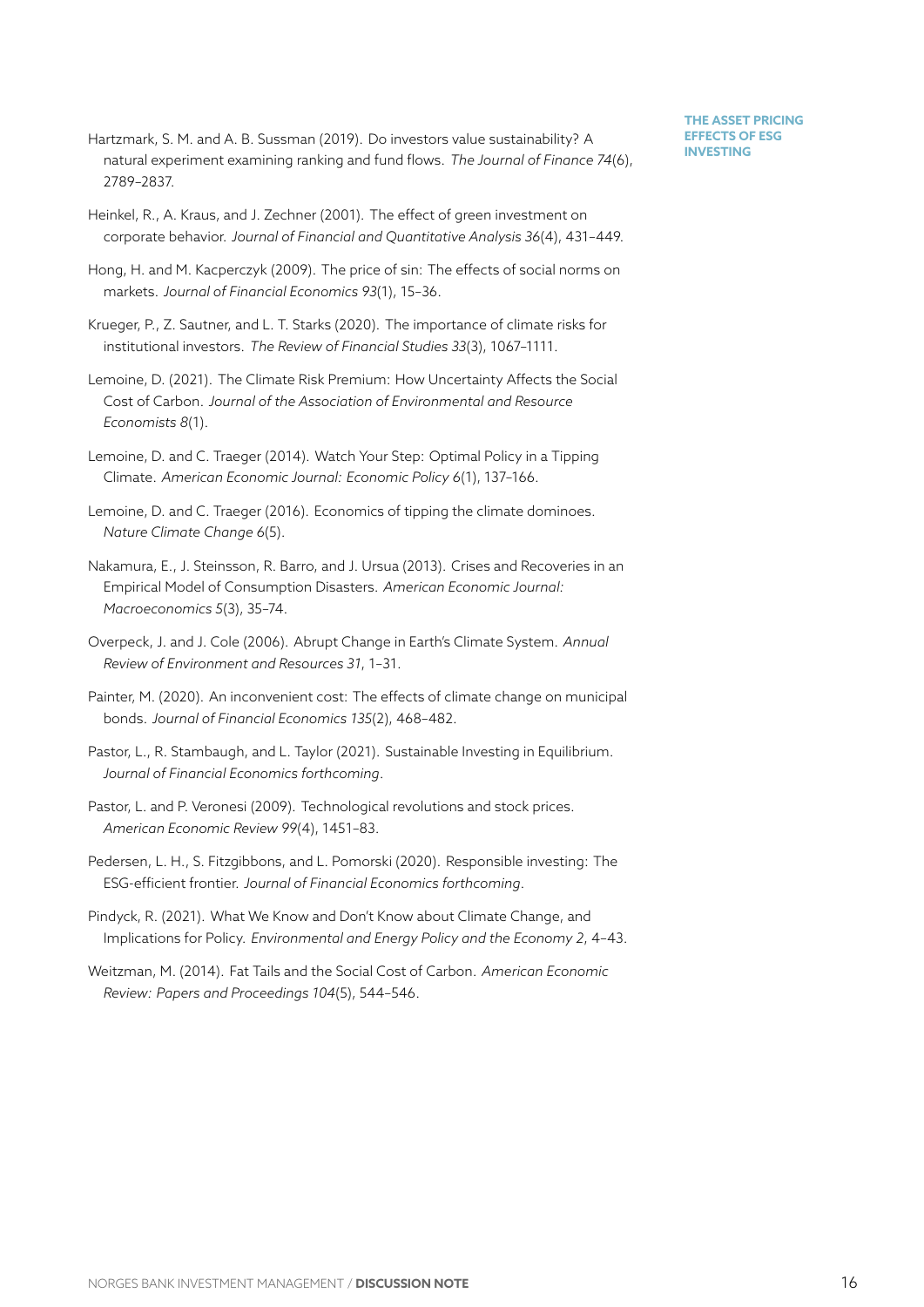Hartzmark, S. M. and A. B. Sussman (2019). Do investors value sustainability? A natural experiment examining ranking and fund flows. *The Journal of Finance 74*(6), 2789–2837.

Heinkel, R., A. Kraus, and J. Zechner (2001). The effect of green investment on corporate behavior. *Journal of Financial and Quantitative Analysis 36*(4), 431–449.

Hong, H. and M. Kacperczyk (2009). The price of sin: The effects of social norms on markets. *Journal of Financial Economics 93*(1), 15–36.

Krueger, P., Z. Sautner, and L. T. Starks (2020). The importance of climate risks for institutional investors. *The Review of Financial Studies 33*(3), 1067–1111.

Lemoine, D. (2021). The Climate Risk Premium: How Uncertainty Affects the Social Cost of Carbon. *Journal of the Association of Environmental and Resource Economists 8*(1).

Lemoine, D. and C. Traeger (2014). Watch Your Step: Optimal Policy in a Tipping Climate. *American Economic Journal: Economic Policy* 6(1), 137–166.

Lemoine, D. and C. Traeger (2016). Economics of tipping the climate dominoes. *Nature Climate Change 6*(5).

Nakamura, E., J. Steinsson, R. Barro, and J. Ursua (2013). Crises and Recoveries in an Empirical Model of Consumption Disasters. *American Economic Journal: Macroeconomics 5*(3), 35–74.

Overpeck, J. and J. Cole (2006). Abrupt Change in Earth's Climate System. *Annual Review of Environment and Resources 31*, 1–31.

Painter, M. (2020). An inconvenient cost: The effects of climate change on municipal bonds. *Journal of Financial Economics 135*(2), 468–482.

Pastor, L., R. Stambaugh, and L. Taylor (2021). Sustainable Investing in Equilibrium. *Journal of Financial Economics forthcoming*.

Pastor, L. and P. Veronesi (2009). Technological revolutions and stock prices. *American Economic Review 99*(4), 1451–83.

Pedersen, L. H., S. Fitzgibbons, and L. Pomorski (2020). Responsible investing: The ESG-efficient frontier. *Journal of Financial Economics forthcoming*.

Pindyck, R. (2021). What We Know and Don't Know about Climate Change, and Implications for Policy. *Environmental and Energy Policy and the Economy 2*, 4–43.

Weitzman, M. (2014). Fat Tails and the Social Cost of Carbon. *American Economic Review: Papers and Proceedings 104*(5), 544–546.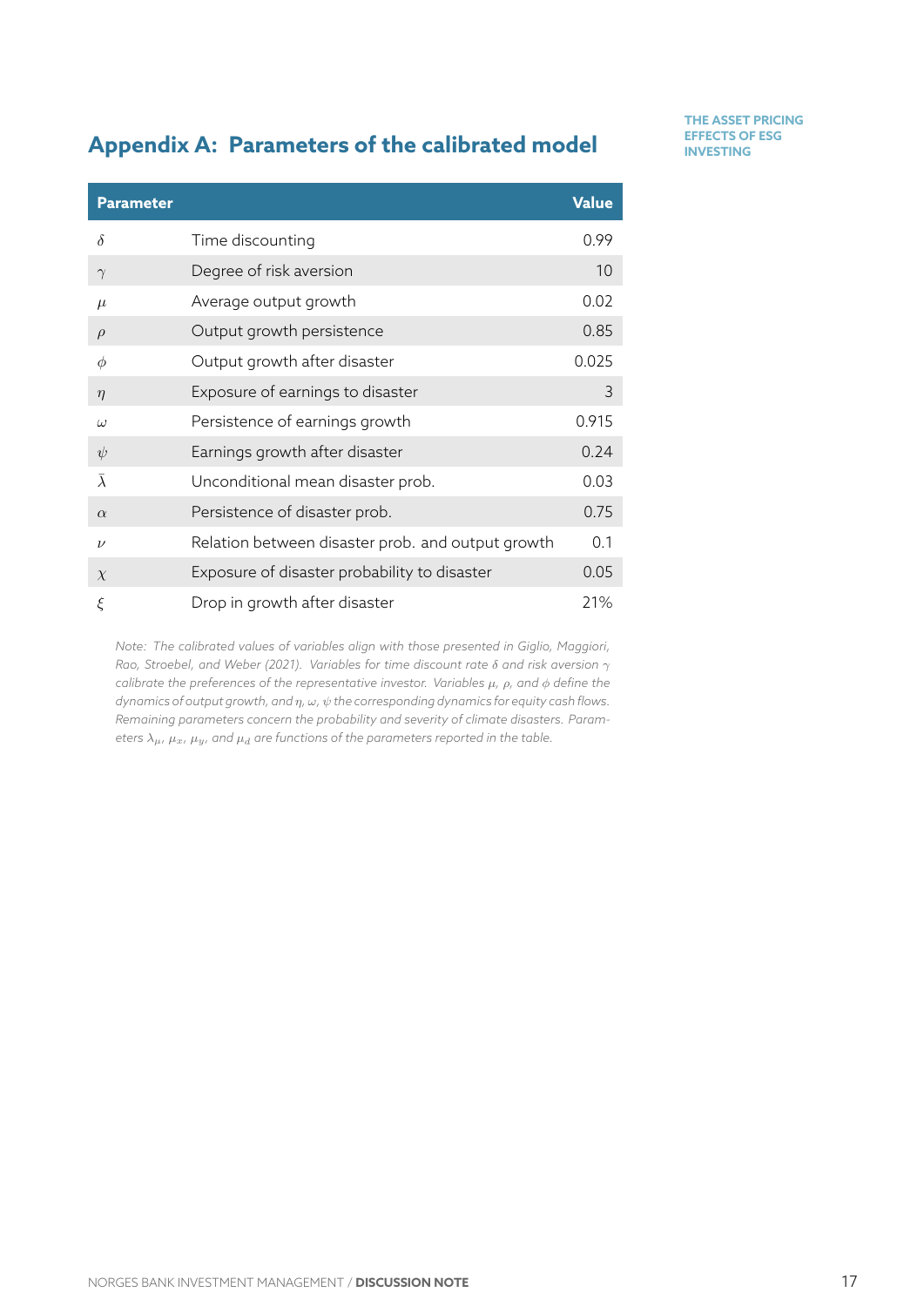## Appendix A: Parameters of the calibrated model

| Parameter | | Value |
|---|---|---|
| $\delta$ | Time discounting | 0.99 |
| $\gamma$ | Degree of risk aversion | 10 |
| $\mu$ | Average output growth | 0.02 |
| $\rho$ | Output growth persistence | 0.85 |
| $\phi$ | Output growth after disaster | 0.025 |
| $\eta$ | Exposure of earnings to disaster | 3 |
| $\omega$ | Persistence of earnings growth | 0.915 |
| $\psi$ | Earnings growth after disaster | 0.24 |
| $\bar{\lambda}$ | Unconditional mean disaster prob. | 0.03 |
| $\alpha$ | Persistence of disaster prob. | 0.75 |
| $\nu$ | Relation between disaster prob. and output growth | 0.1 |
| $\chi$ | Exposure of disaster probability to disaster | 0.05 |
| $\xi$ | Drop in growth after disaster | 21% |

*Note: The calibrated values of variables align with those presented in Giglio, Maggiori, Rao, Stroebel, and Weber (2021). Variables for time discount rate $\delta$ and risk aversion $\gamma$ calibrate the preferences of the representative investor. Variables $\mu$, $\rho$, and $\phi$ define the dynamics of output growth, and $\eta$, $\omega$, $\psi$ the corresponding dynamics for equity cash flows. Remaining parameters concern the probability and severity of climate disasters. Parameters $\lambda_\mu$, $\mu_x$, $\mu_y$, and $\mu_d$ are functions of the parameters reported in the table.*